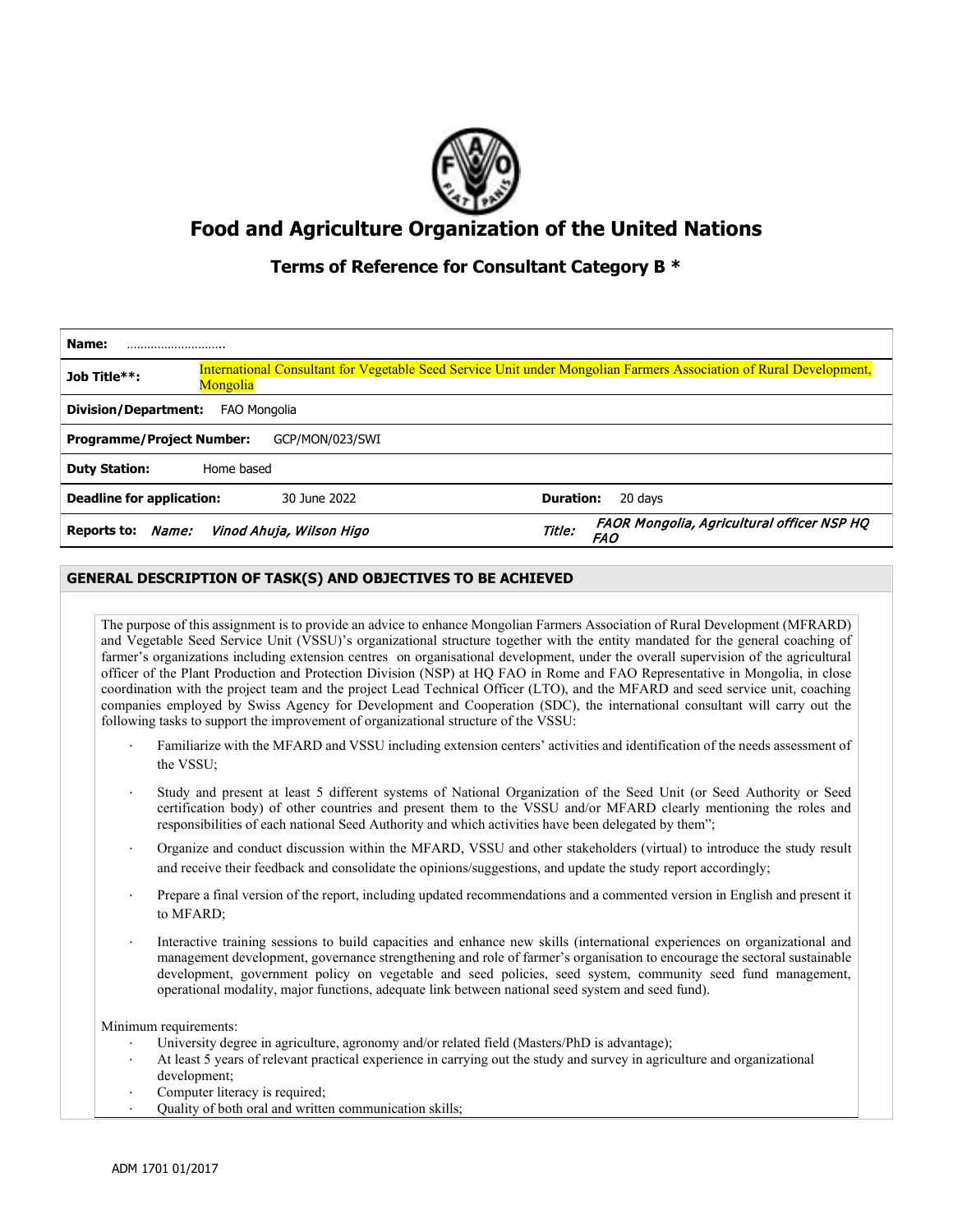# Food and Agriculture Organization of the United Nations

## Terms of Reference for Consultant Category B *

| | |
|---|---|
| **Name:** ……………………….. | |
| **Job Title**:** | International Consultant for Vegetable Seed Service Unit under Mongolian Farmers Association of Rural Development, Mongolia |
| **Division/Department:** FAO Mongolia | |
| **Programme/Project Number:** GCP/MON/023/SWI | |
| **Duty Station:** Home based | |
| **Deadline for application:** 30 June 2022 | **Duration:** 20 days |
| **Reports to:** *Name: Vinod Ahuja, Wilson Higo* | *Title: FAOR Mongolia, Agricultural officer NSP HQ FAO* |

### GENERAL DESCRIPTION OF TASK(S) AND OBJECTIVES TO BE ACHIEVED

The purpose of this assignment is to provide an advice to enhance Mongolian Farmers Association of Rural Development (MFRARD) and Vegetable Seed Service Unit (VSSU)'s organizational structure together with the entity mandated for the general coaching of farmer's organizations including extension centres on organisational development, under the overall supervision of the agricultural officer of the Plant Production and Protection Division (NSP) at HQ FAO in Rome and FAO Representative in Mongolia, in close coordination with the project team and the project Lead Technical Officer (LTO), and the MFARD and seed service unit, coaching companies employed by Swiss Agency for Development and Cooperation (SDC), the international consultant will carry out the following tasks to support the improvement of organizational structure of the VSSU:

- Familiarize with the MFARD and VSSU including extension centers' activities and identification of the needs assessment of the VSSU;
- Study and present at least 5 different systems of National Organization of the Seed Unit (or Seed Authority or Seed certification body) of other countries and present them to the VSSU and/or MFARD clearly mentioning the roles and responsibilities of each national Seed Authority and which activities have been delegated by them";
- Organize and conduct discussion within the MFARD, VSSU and other stakeholders (virtual) to introduce the study result and receive their feedback and consolidate the opinions/suggestions, and update the study report accordingly;
- Prepare a final version of the report, including updated recommendations and a commented version in English and present it to MFARD;
- Interactive training sessions to build capacities and enhance new skills (international experiences on organizational and management development, governance strengthening and role of farmer's organisation to encourage the sectoral sustainable development, government policy on vegetable and seed policies, seed system, community seed fund management, operational modality, major functions, adequate link between national seed system and seed fund).

Minimum requirements:

- University degree in agriculture, agronomy and/or related field (Masters/PhD is advantage);
- At least 5 years of relevant practical experience in carrying out the study and survey in agriculture and organizational development;
- Computer literacy is required;
- Quality of both oral and written communication skills;

ADM 1701 01/2017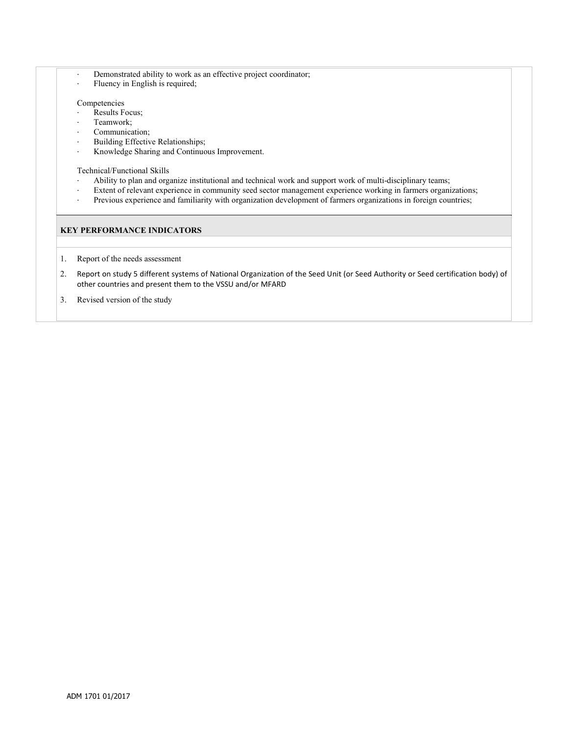- Demonstrated ability to work as an effective project coordinator;
- Fluency in English is required;

Competencies

- Results Focus;
- Teamwork;
- Communication;
- Building Effective Relationships;
- Knowledge Sharing and Continuous Improvement.

Technical/Functional Skills

- Ability to plan and organize institutional and technical work and support work of multi-disciplinary teams;
- Extent of relevant experience in community seed sector management experience working in farmers organizations;
- Previous experience and familiarity with organization development of farmers organizations in foreign countries;

**KEY PERFORMANCE INDICATORS**

1. Report of the needs assessment
2. Report on study 5 different systems of National Organization of the Seed Unit (or Seed Authority or Seed certification body) of other countries and present them to the VSSU and/or MFARD
3. Revised version of the study